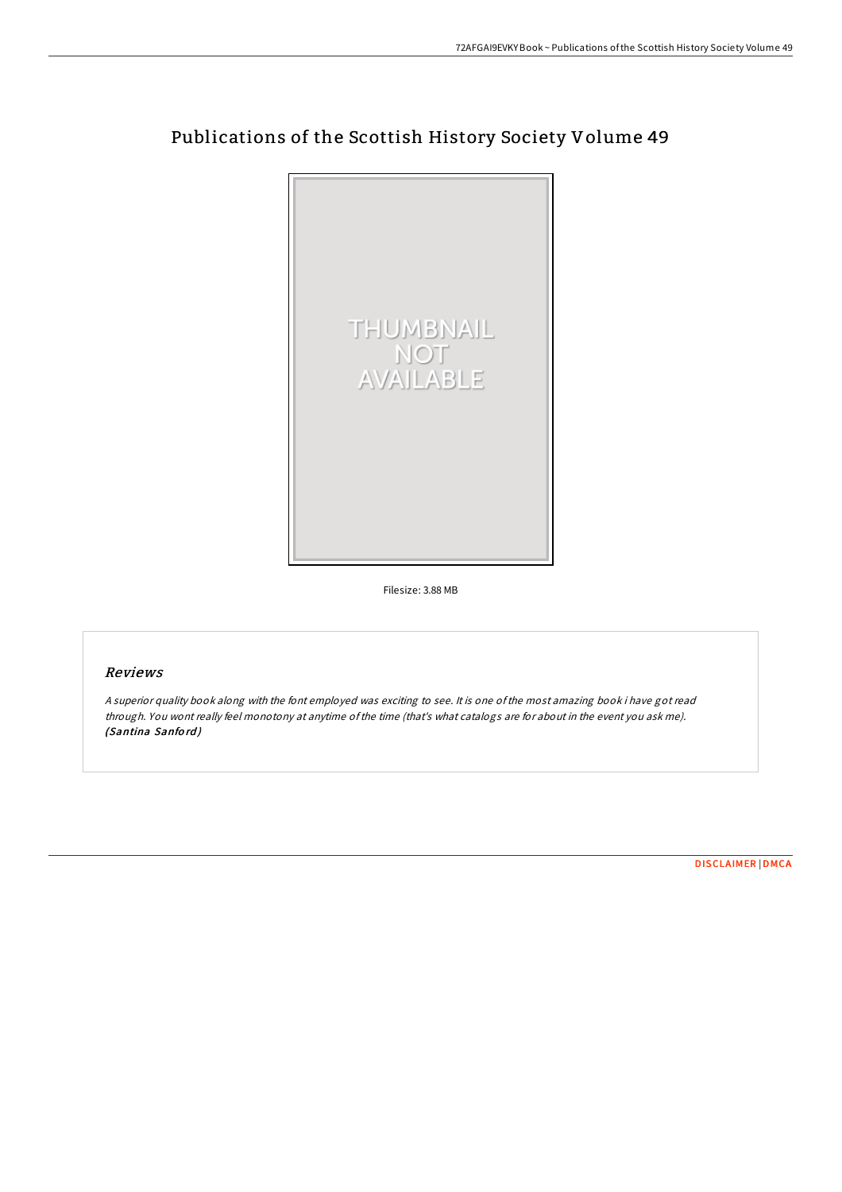# Publications of the Scottish History Society Volume 49

Filesize: 3.88 MB

## Reviews

*A superior quality book along with the font employed was exciting to see. It is one of the most amazing book i have got read through. You wont really feel monotony at anytime of the time (that's what catalogs are for about in the event you ask me).*
***(Santina Sanford)***

DISCLAIMER | DMCA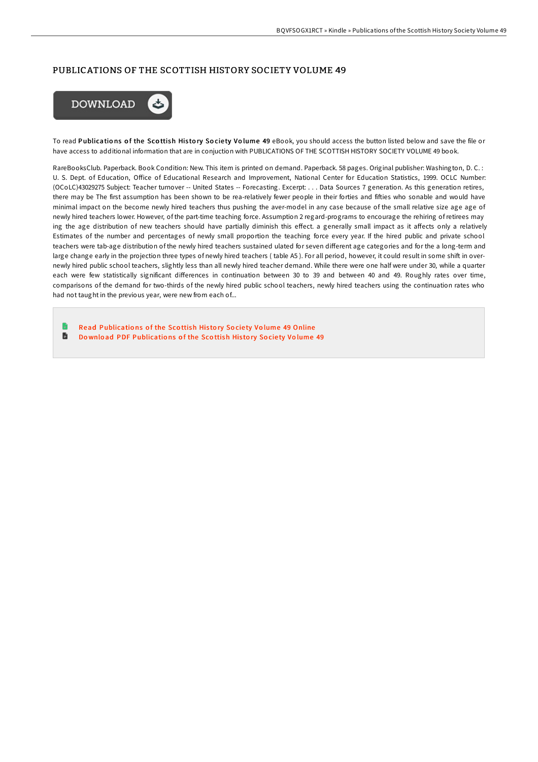# PUBLICATIONS OF THE SCOTTISH HISTORY SOCIETY VOLUME 49

DOWNLOAD

To read **Publications of the Scottish History Society Volume 49** eBook, you should access the button listed below and save the file or have access to additional information that are in conjuction with PUBLICATIONS OF THE SCOTTISH HISTORY SOCIETY VOLUME 49 book.

RareBooksClub. Paperback. Book Condition: New. This item is printed on demand. Paperback. 58 pages. Original publisher: Washington, D. C. : U. S. Dept. of Education, Office of Educational Research and Improvement, National Center for Education Statistics, 1999. OCLC Number: (OCoLC)43029275 Subject: Teacher turnover -- United States -- Forecasting. Excerpt: . . . Data Sources 7 generation. As this generation retires, there may be The first assumption has been shown to be rea-relatively fewer people in their forties and fifties who sonable and would have minimal impact on the become newly hired teachers thus pushing the aver-model in any case because of the small relative size age age of newly hired teachers lower. However, of the part-time teaching force. Assumption 2 regard-programs to encourage the rehiring of retirees may ing the age distribution of new teachers should have partially diminish this effect. a generally small impact as it affects only a relatively Estimates of the number and percentages of newly small proportion the teaching force every year. If the hired public and private school teachers were tab-age distribution of the newly hired teachers sustained ulated for seven different age categories and for the a long-term and large change early in the projection three types of newly hired teachers ( table A5 ). For all period, however, it could result in some shift in over-newly hired public school teachers, slightly less than all newly hired teacher demand. While there were one half were under 30, while a quarter each were few statistically significant differences in continuation between 30 to 39 and between 40 and 49. Roughly rates over time, comparisons of the demand for two-thirds of the newly hired public school teachers, newly hired teachers using the continuation rates who had not taught in the previous year, were new from each of...

- Read Publications of the Scottish History Society Volume 49 Online
- Download PDF Publications of the Scottish History Society Volume 49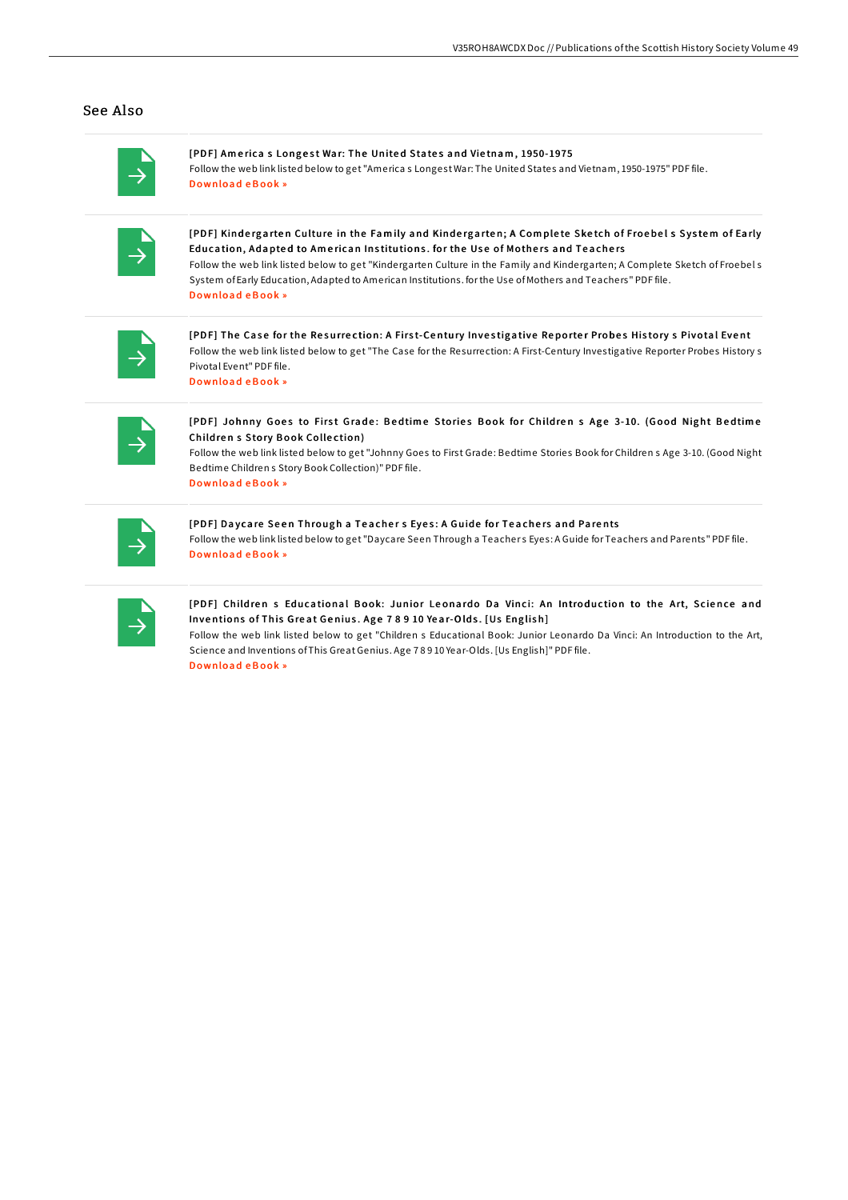## See Also

[PDF] America s Longest War: The United States and Vietnam, 1950-1975

Follow the web link listed below to get "America s Longest War: The United States and Vietnam, 1950-1975" PDF file.

Download eBook »

[PDF] Kindergarten Culture in the Family and Kindergarten; A Complete Sketch of Froebel s System of Early Education, Adapted to American Institutions. for the Use of Mothers and Teachers

Follow the web link listed below to get "Kindergarten Culture in the Family and Kindergarten; A Complete Sketch of Froebel s System of Early Education, Adapted to American Institutions. for the Use of Mothers and Teachers" PDF file.

Download eBook »

[PDF] The Case for the Resurrection: A First-Century Investigative Reporter Probes History s Pivotal Event

Follow the web link listed below to get "The Case for the Resurrection: A First-Century Investigative Reporter Probes History s Pivotal Event" PDF file.

Download eBook »

[PDF] Johnny Goes to First Grade: Bedtime Stories Book for Children s Age 3-10. (Good Night Bedtime Children s Story Book Collection)

Follow the web link listed below to get "Johnny Goes to First Grade: Bedtime Stories Book for Children s Age 3-10. (Good Night Bedtime Children s Story Book Collection)" PDF file.

Download eBook »

[PDF] Daycare Seen Through a Teacher s Eyes: A Guide for Teachers and Parents

Follow the web link listed below to get "Daycare Seen Through a Teachers Eyes: A Guide for Teachers and Parents" PDF file.

Download eBook »

[PDF] Children s Educational Book: Junior Leonardo Da Vinci: An Introduction to the Art, Science and Inventions of This Great Genius. Age 7 8 9 10 Year-Olds. [Us English]

Follow the web link listed below to get "Children s Educational Book: Junior Leonardo Da Vinci: An Introduction to the Art, Science and Inventions of This Great Genius. Age 7 8 9 10 Year-Olds. [Us English]" PDF file.

Download eBook »